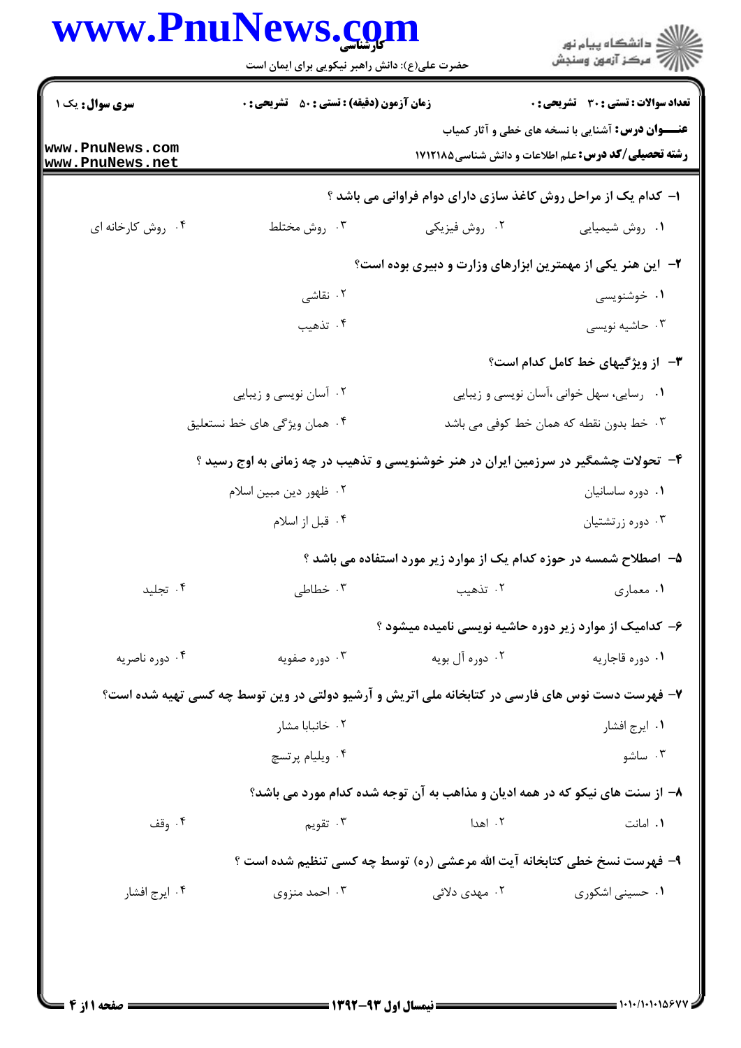**سری سوال:** یک ۱

**زمان آزمون (دقیقه) : تستی : ۵۰ تشریحی : ۰**

**تعداد سوالات : تستی : ۳۰ تشریحی : ۰**

**عنـــوان درس:** آشنایی با نسخه های خطی و آثار کمیاب

**رشته تحصیلی/کد درس:** علم اطلاعات و دانش شناسی ۱۷۱۲۱۸۵

**۱- کدام یک از مراحل روش کاغذ سازی دارای دوام فراوانی می باشد ؟**

۱. روش شیمیایی
۲. روش فیزیکی
۳. روش مختلط
۴. روش کارخانه ای

**۲- این هنر یکی از مهمترین ابزارهای وزارت و دبیری بوده است؟**

۱. خوشنویسی
۲. نقاشی
۳. حاشیه نویسی
۴. تذهیب

**۳- از ویژگیهای خط کامل کدام است؟**

۱. رسایی، سهل خوانی ،آسان نویسی و زیبایی
۲. آسان نویسی و زیبایی
۳. خط بدون نقطه که همان خط کوفی می باشد
۴. همان ویژگی های خط نستعلیق

**۴- تحولات چشمگیر در سرزمین ایران در هنر خوشنویسی و تذهیب در چه زمانی به اوج رسید ؟**

۱. دوره ساسانیان
۲. ظهور دین مبین اسلام
۳. دوره زرتشتیان
۴. قبل از اسلام

**۵- اصطلاح شمسه در حوزه کدام یک از موارد زیر مورد استفاده می باشد ؟**

۱. معماری
۲. تذهیب
۳. خطاطی
۴. تجلید

**۶- کدامیک از موارد زیر دوره حاشیه نویسی نامیده میشود ؟**

۱. دوره قاجاریه
۲. دوره آل بویه
۳. دوره صفویه
۴. دوره ناصریه

**۷- فهرست دست نوس های فارسی در کتابخانه ملی اتریش و آرشیو دولتی در وین توسط چه کسی تهیه شده است؟**

۱. ایرج افشار
۲. خانبابا مشار
۳. ساشو
۴. ویلیام پرتسچ

**۸- از سنت های نیکو که در همه ادیان و مذاهب به آن توجه شده کدام مورد می باشد؟**

۱. امانت
۲. اهدا
۳. تقویم
۴. وقف

**۹- فهرست نسخ خطی کتابخانه آیت الله مرعشی (ره) توسط چه کسی تنظیم شده است ؟**

۱. حسینی اشکوری
۲. مهدی دلائی
۳. احمد منزوی
۴. ایرج افشار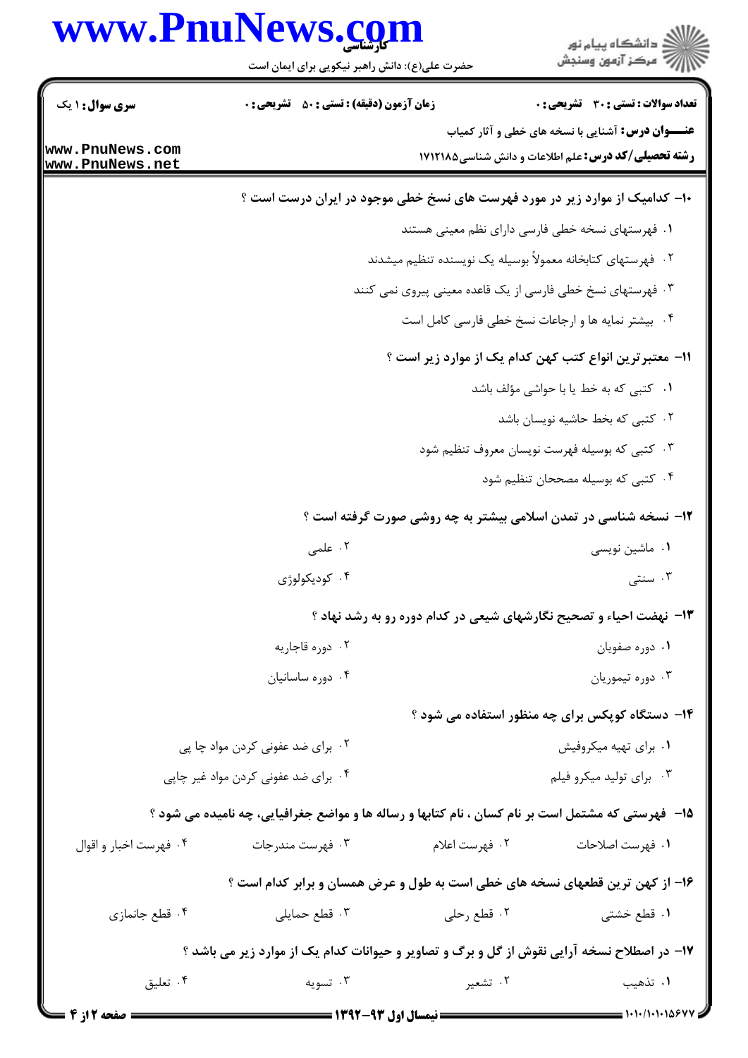۱۰- کدامیک از موارد زیر در مورد فهرست های نسخ خطی موجود در ایران درست است ؟

۱. فهرستهای نسخه خطی فارسی دارای نظم معینی هستند

۲. فهرستهای کتابخانه معمولاً بوسیله یک نویسنده تنظیم میشدند

۳. فهرستهای نسخ خطی فارسی از یک قاعده معینی پیروی نمی کنند

۴. بیشتر نمایه ها و ارجاعات نسخ خطی فارسی کامل است

۱۱- معتبرترین انواع کتب کهن کدام یک از موارد زیر است ؟

۱. کتبی که به خط یا با حواشی مؤلف باشد

۲. کتبی که بخط حاشیه نویسان باشد

۳. کتبی که بوسیله فهرست نویسان معروف تنظیم شود

۴. کتبی که بوسیله مصححان تنظیم شود

۱۲- نسخه شناسی در تمدن اسلامی بیشتر به چه روشی صورت گرفته است ؟

۱. ماشین نویسی

۲. علمی

۳. سنتی

۴. کودیکولوژی

۱۳- نهضت احیاء و تصحیح نگارشهای شیعی در کدام دوره رو به رشد نهاد ؟

۱. دوره صفویان

۲. دوره قاجاریه

۳. دوره تیموریان

۴. دوره ساسانیان

۱۴- دستگاه کوپکس برای چه منظور استفاده می شود ؟

۱. برای تهیه میکروفیش

۲. برای ضد عفونی کردن مواد چا پی

۳. برای تولید میکرو فیلم

۴. برای ضد عفونی کردن مواد غیر چاپی

۱۵- فهرستی که مشتمل است بر نام کسان ، نام کتابها و رساله ها و مواضع جغرافیایی، چه نامیده می شود ؟

۱. فهرست اصلاحات

۲. فهرست اعلام

۳. فهرست مندرجات

۴. فهرست اخبار و اقوال

۱۶- از کهن ترین قطعهای نسخه های خطی است به طول و عرض همسان و برابر کدام است ؟

۱. قطع خشتی

۲. قطع رحلی

۳. قطع حمایلی

۴. قطع جانمازی

۱۷- در اصطلاح نسخه آرایی نقوش از گل و برگ و تصاویر و حیوانات کدام یک از موارد زیر می باشد ؟

۱. تذهیب

۲. تشعیر

۳. تسویه

۴. تعلیق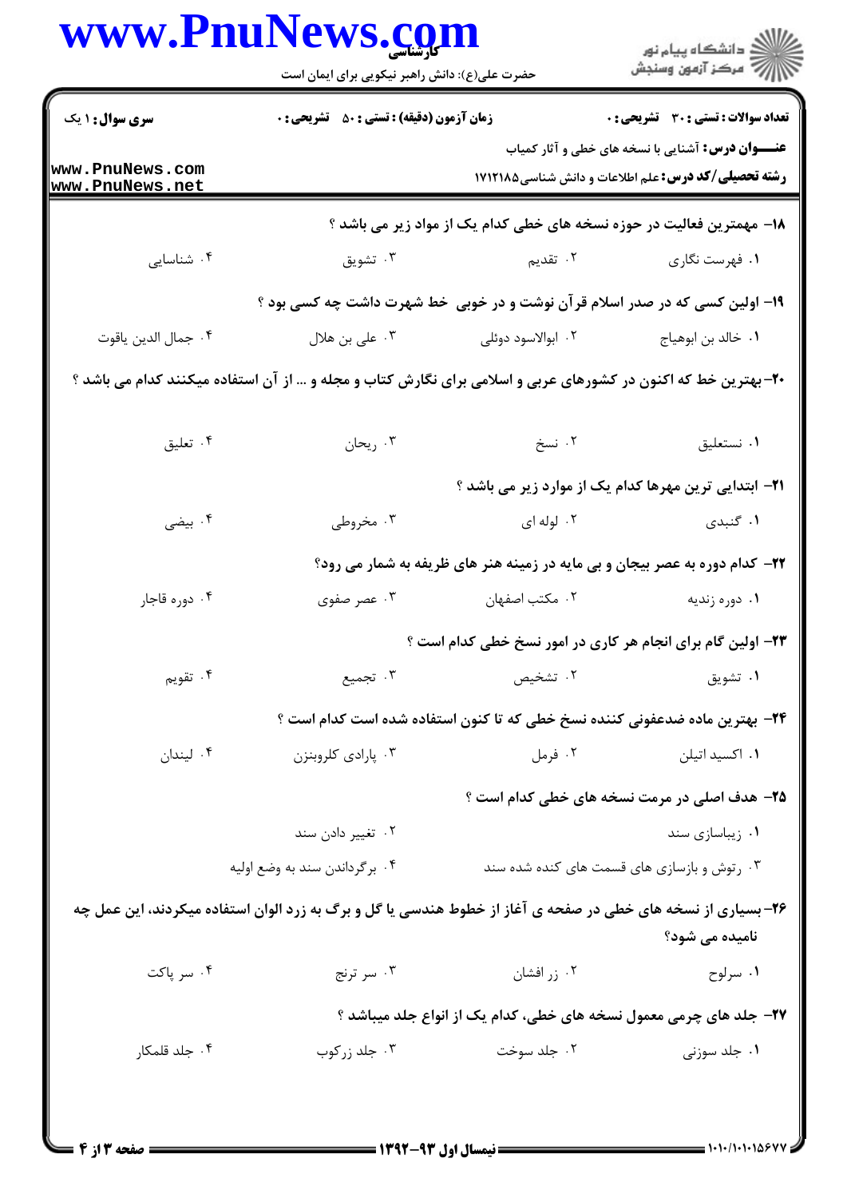**سری سوال:** ۱ یک | **زمان آزمون (دقیقه) : تستی :** ۵۰ **تشریحی :** ۰ | **تعداد سوالات : تستی :** ۳۰ **تشریحی :** ۰

**عنـــوان درس:** آشنایی با نسخه های خطی و آثار کمیاب

**رشته تحصیلی/کد درس:** علم اطلاعات و دانش شناسی۱۷۱۲۱۸۵

**۱۸- مهمترین فعالیت در حوزه نسخه های خطی کدام یک از مواد زیر می باشد ؟**

۱. فهرست نگاری    ۲. تقدیم    ۳. تشویق    ۴. شناسایی

**۱۹- اولین کسی که در صدر اسلام قرآن نوشت و در خوبی خط شهرت داشت چه کسی بود ؟**

۱. خالد بن ابوهیاج    ۲. ابوالاسود دوئلی    ۳. علی بن هلال    ۴. جمال الدین یاقوت

**۲۰- بهترین خط که اکنون در کشورهای عربی و اسلامی برای نگارش کتاب و مجله و ... از آن استفاده میکنند کدام می باشد ؟**

۱. نستعلیق    ۲. نسخ    ۳. ریحان    ۴. تعلیق

**۲۱- ابتدایی ترین مهرها کدام یک از موارد زیر می باشد ؟**

۱. گنبدی    ۲. لوله ای    ۳. مخروطی    ۴. بیضی

**۲۲- کدام دوره به عصر بیجان و بی مایه در زمینه هنر های ظریفه به شمار می رود؟**

۱. دوره زندیه    ۲. مکتب اصفهان    ۳. عصر صفوی    ۴. دوره قاجار

**۲۳- اولین گام برای انجام هر کاری در امور نسخ خطی کدام است ؟**

۱. تشویق    ۲. تشخیص    ۳. تجمیع    ۴. تقویم

**۲۴- بهترین ماده ضدعفونی کننده نسخ خطی که تا کنون استفاده شده است کدام است ؟**

۱. اکسید اتیلن    ۲. فرمل    ۳. پارادی کلروبنزن    ۴. لیندان

**۲۵- هدف اصلی در مرمت نسخه های خطی کدام است ؟**

۱. زیباسازی سند    ۲. تغییر دادن سند    ۳. رتوش و بازسازی های قسمت های کنده شده سند    ۴. برگرداندن سند به وضع اولیه

**۲۶- بسیاری از نسخه های خطی در صفحه ی آغاز از خطوط هندسی یا گل و برگ به زرد الوان استفاده میکردند، این عمل چه نامیده می شود؟**

۱. سرلوح    ۲. زر افشان    ۳. سر ترنج    ۴. سر پاکت

**۲۷- جلد های چرمی معمول نسخه های خطی، کدام یک از انواع جلد میباشد ؟**

۱. جلد سوزنی    ۲. جلد سوخت    ۳. جلد زرکوب    ۴. جلد قلمکار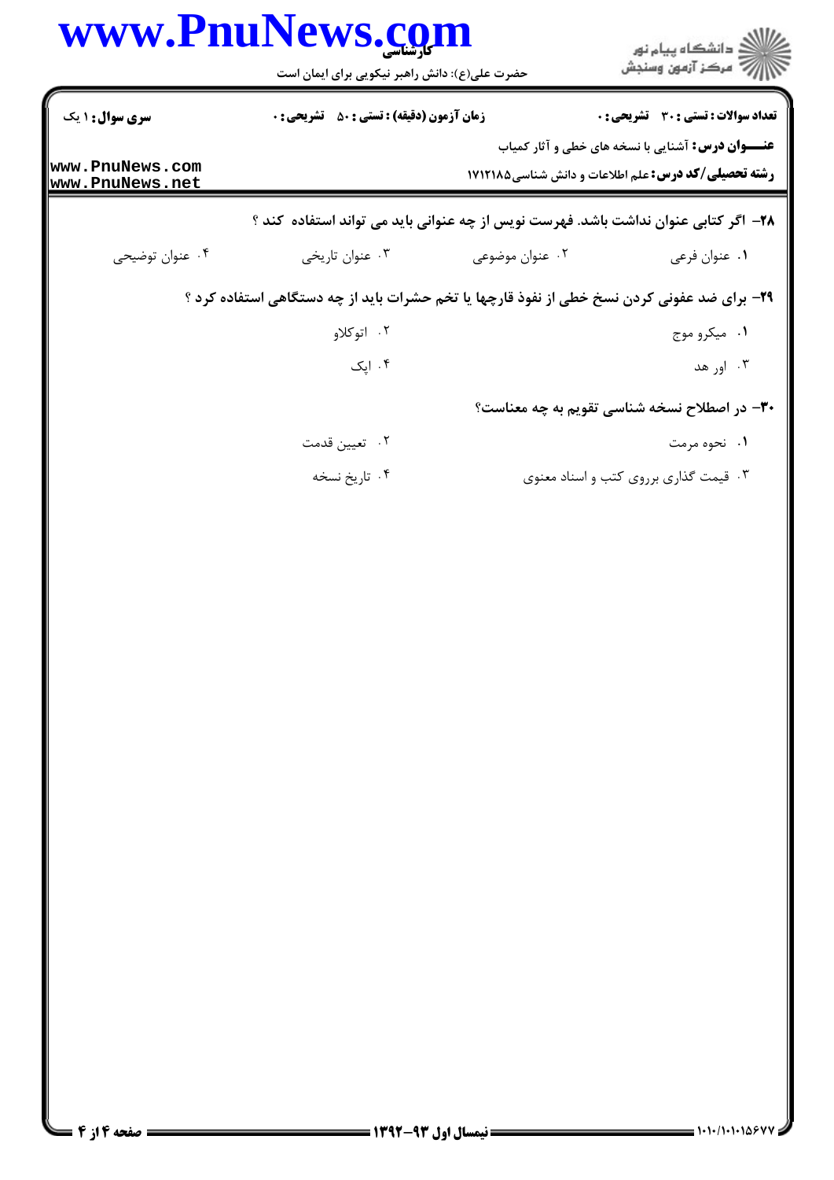۲۸- اگر کتابی عنوان نداشت باشد. فهرست نویس از چه عنوانی باید می تواند استفاده کند ؟

۱. عنوان فرعی
۲. عنوان موضوعی
۳. عنوان تاریخی
۴. عنوان توضیحی

۲۹- برای ضد عفونی کردن نسخ خطی از نفوذ قارچها یا تخم حشرات باید از چه دستگاهی استفاده کرد ؟

۱. میکرو موج
۲. اتوکلاو
۳. اور هد
۴. اپک

۳۰- در اصطلاح نسخه شناسی تقویم به چه معناست؟

۱. نحوه مرمت
۲. تعیین قدمت
۳. قیمت گذاری برروی کتب و اسناد معنوی
۴. تاریخ نسخه